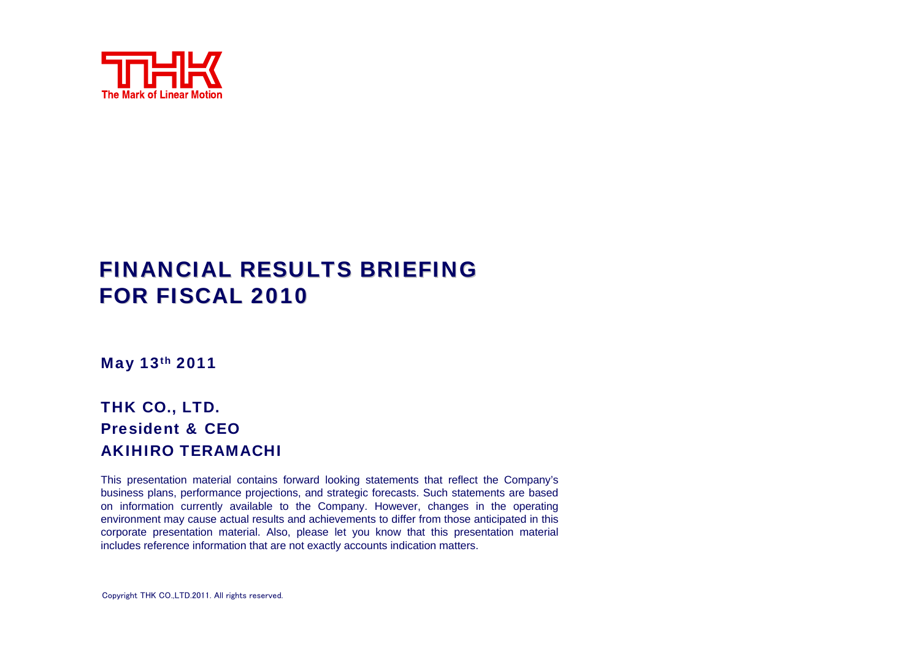THK

The Mark of Linear Motion

# FINANCIAL RESULTS BRIEFING FOR FISCAL 2010

**May 13th 2011**

**THK CO., LTD.**
**President & CEO**
**AKIHIRO TERAMACHI**

This presentation material contains forward looking statements that reflect the Company's business plans, performance projections, and strategic forecasts. Such statements are based on information currently available to the Company. However, changes in the operating environment may cause actual results and achievements to differ from those anticipated in this corporate presentation material. Also, please let you know that this presentation material includes reference information that are not exactly accounts indication matters.

Copyright THK CO.,LTD.2011. All rights reserved.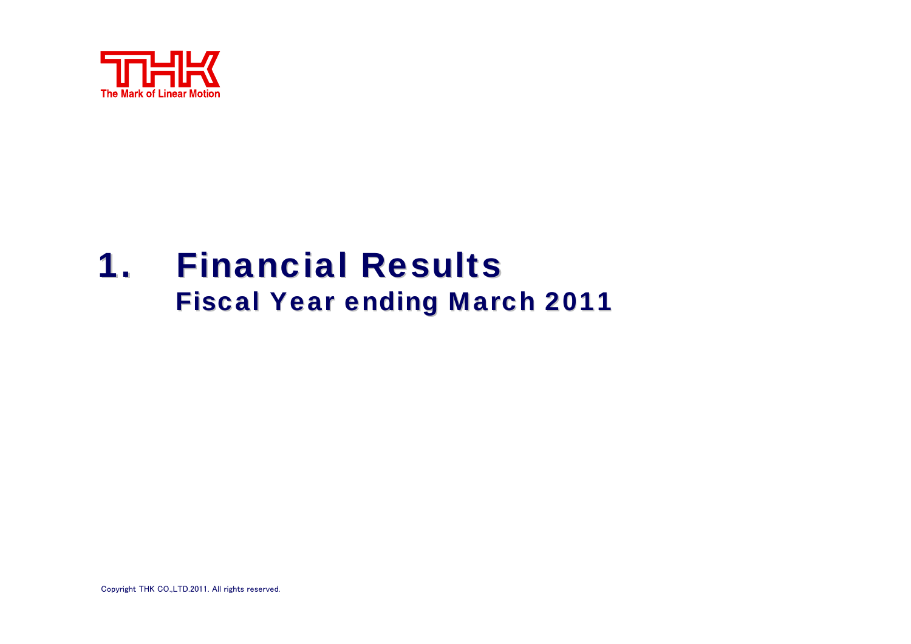# 1. Financial Results

## Fiscal Year ending March 2011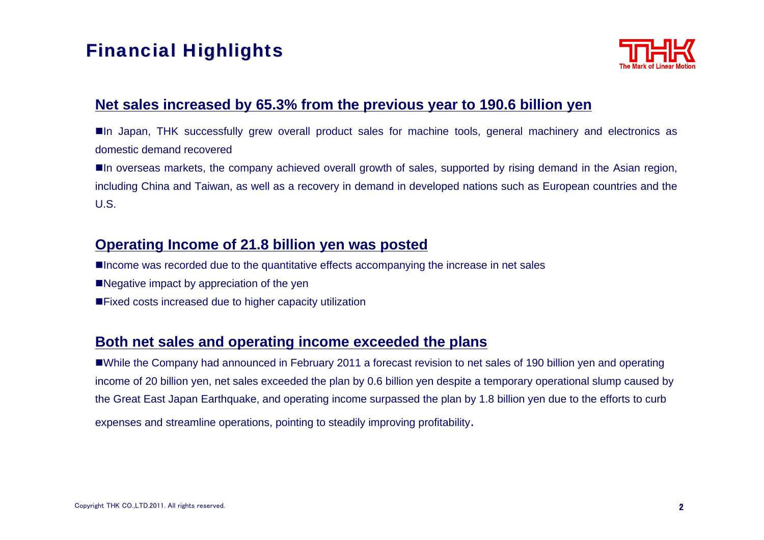# Financial Highlights

## Net sales increased by 65.3% from the previous year to 190.6 billion yen

- In Japan, THK successfully grew overall product sales for machine tools, general machinery and electronics as domestic demand recovered
- In overseas markets, the company achieved overall growth of sales, supported by rising demand in the Asian region, including China and Taiwan, as well as a recovery in demand in developed nations such as European countries and the U.S.

## Operating Income of 21.8 billion yen was posted

- Income was recorded due to the quantitative effects accompanying the increase in net sales
- Negative impact by appreciation of the yen
- Fixed costs increased due to higher capacity utilization

## Both net sales and operating income exceeded the plans

- While the Company had announced in February 2011 a forecast revision to net sales of 190 billion yen and operating income of 20 billion yen, net sales exceeded the plan by 0.6 billion yen despite a temporary operational slump caused by the Great East Japan Earthquake, and operating income surpassed the plan by 1.8 billion yen due to the efforts to curb expenses and streamline operations, pointing to steadily improving profitability.

Copyright THK CO.,LTD.2011. All rights reserved.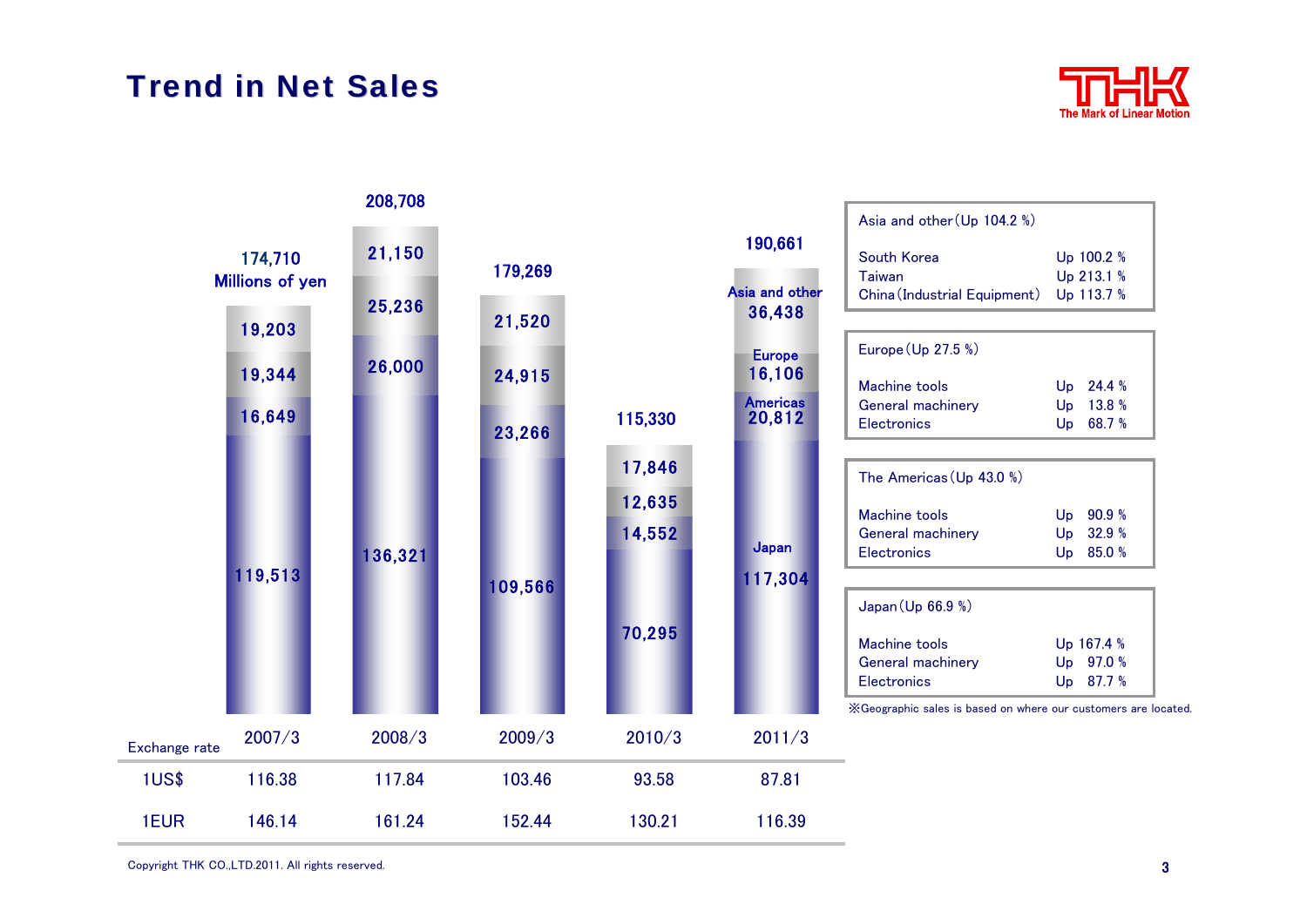# Trend in Net Sales

Millions of yen

| | 2007/3 | 2008/3 | 2009/3 | 2010/3 | 2011/3 |
|---|---|---|---|---|---|
| Asia and other | 19,203 | 21,150 | 21,520 | 17,846 | 36,438 |
| Europe | 19,344 | 25,236 | 24,915 | 12,635 | 16,106 |
| Americas | 16,649 | 26,000 | 23,266 | 14,552 | 20,812 |
| Japan | 119,513 | 136,321 | 109,566 | 70,295 | 117,304 |
| Total | 174,710 | 208,708 | 179,269 | 115,330 | 190,661 |

| Exchange rate | 2007/3 | 2008/3 | 2009/3 | 2010/3 | 2011/3 |
|---|---|---|---|---|---|
| 1US$ | 116.38 | 117.84 | 103.46 | 93.58 | 87.81 |
| 1EUR | 146.14 | 161.24 | 152.44 | 130.21 | 116.39 |

**Asia and other (Up 104.2 %)**

| | |
|---|---|
| South Korea | Up 100.2 % |
| Taiwan | Up 213.1 % |
| China (Industrial Equipment) | Up 113.7 % |

**Europe (Up 27.5 %)**

| | |
|---|---|
| Machine tools | Up 24.4 % |
| General machinery | Up 13.8 % |
| Electronics | Up 68.7 % |

**The Americas (Up 43.0 %)**

| | |
|---|---|
| Machine tools | Up 90.9 % |
| General machinery | Up 32.9 % |
| Electronics | Up 85.0 % |

**Japan (Up 66.9 %)**

| | |
|---|---|
| Machine tools | Up 167.4 % |
| General machinery | Up 97.0 % |
| Electronics | Up 87.7 % |

※Geographic sales is based on where our customers are located.

Copyright THK CO.,LTD.2011. All rights reserved.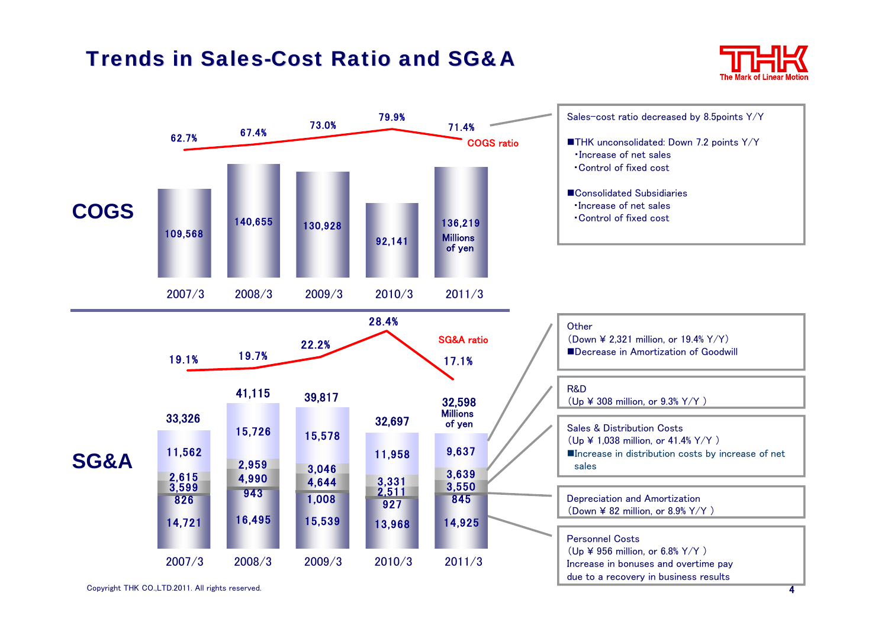# Trends in Sales-Cost Ratio and SG&A

## COGS

(Millions of yen)

| | 2007/3 | 2008/3 | 2009/3 | 2010/3 | 2011/3 |
|---|---|---|---|---|---|
| COGS | 109,568 | 140,655 | 130,928 | 92,141 | 136,219 |
| COGS ratio | 62.7% | 67.4% | 73.0% | 79.9% | 71.4% |

Sales-cost ratio decreased by 8.5points Y/Y

■THK unconsolidated: Down 7.2 points Y/Y
- ・Increase of net sales
- ・Control of fixed cost

■Consolidated Subsidiaries
- ・Increase of net sales
- ・Control of fixed cost

## SG&A

(Millions of yen)

| | 2007/3 | 2008/3 | 2009/3 | 2010/3 | 2011/3 |
|---|---|---|---|---|---|
| Other | 11,562 | 15,726 | 15,578 | 11,958 | 9,637 |
| R&D | 2,615 | 2,959 | 3,046 | 3,331 | 3,639 |
| Sales & Distribution Costs | 3,599 | 4,990 | 4,644 | 2,511 | 3,550 |
| Depreciation and Amortization | 826 | 943 | 1,008 | 927 | 845 |
| Personnel Costs | 14,721 | 16,495 | 15,539 | 13,968 | 14,925 |
| Total | 33,326 | 41,115 | 39,817 | 32,697 | 32,598 |
| SG&A ratio | 19.1% | 19.7% | 22.2% | 28.4% | 17.1% |

Other
(Down ¥ 2,321 million, or 19.4% Y/Y)
■Decrease in Amortization of Goodwill

R&D
(Up ¥ 308 million, or 9.3% Y/Y )

Sales & Distribution Costs
(Up ¥ 1,038 million, or 41.4% Y/Y )
■Increase in distribution costs by increase of net sales

Depreciation and Amortization
(Down ¥ 82 million, or 8.9% Y/Y )

Personnel Costs
(Up ¥ 956 million, or 6.8% Y/Y )
Increase in bonuses and overtime pay due to a recovery in business results

Copyright THK CO.,LTD.2011. All rights reserved.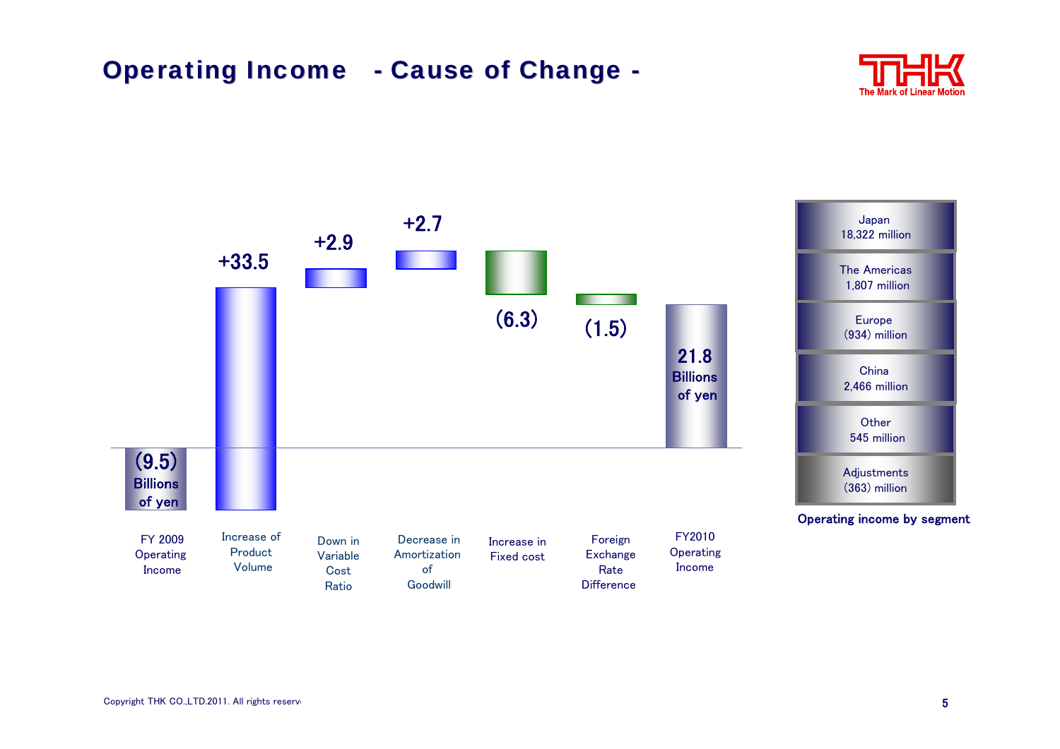# Operating Income - Cause of Change -

| Item | Amount |
|---|---|
| FY 2009 Operating Income | (9.5) Billions of yen |
| Increase of Product Volume | +33.5 |
| Down in Variable Cost Ratio | +2.9 |
| Decrease in Amortization of Goodwill | +2.7 |
| Increase in Fixed cost | (6.3) |
| Foreign Exchange Rate Difference | (1.5) |
| FY2010 Operating Income | 21.8 Billions of yen |

**Operating income by segment**

| Segment | Operating income |
|---|---|
| Japan | 18,322 million |
| The Americas | 1,807 million |
| Europe | (934) million |
| China | 2,466 million |
| Other | 545 million |
| Adjustments | (363) million |

Copyright THK CO.,LTD.2011. All rights reserv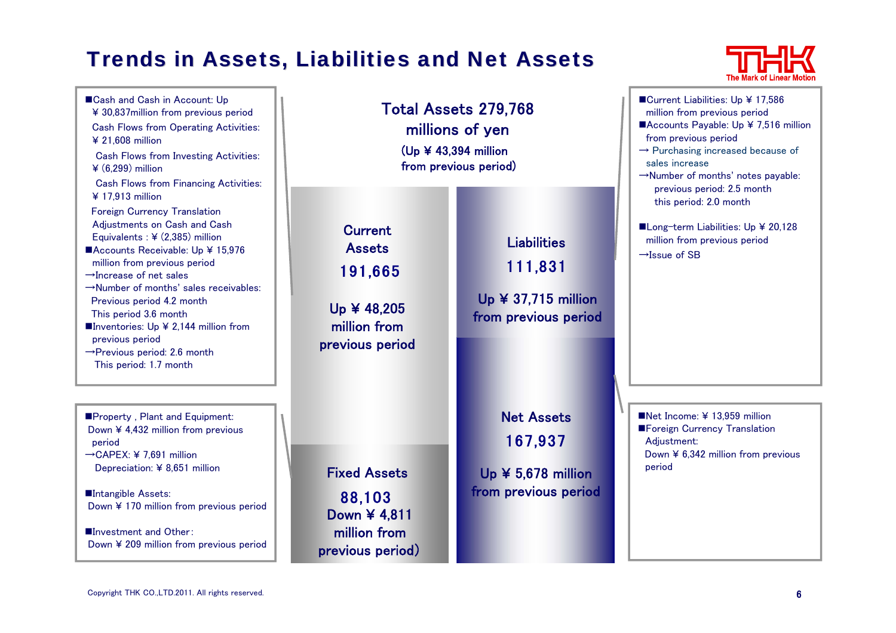# Trends in Assets, Liabilities and Net Assets

■Cash and Cash in Account: Up ¥ 30,837million from previous period

Cash Flows from Operating Activities: ¥ 21,608 million

Cash Flows from Investing Activities: ¥ (6,299) million

Cash Flows from Financing Activities: ¥ 17,913 million

Foreign Currency Translation Adjustments on Cash and Cash Equivalents : ¥ (2,385) million

■Accounts Receivable: Up ¥ 15,976 million from previous period

→Increase of net sales

→Number of months' sales receivables:
Previous period 4.2 month
This period 3.6 month

■Inventories: Up ¥ 2,144 million from previous period

→Previous period: 2.6 month
This period: 1.7 month

■Property , Plant and Equipment: Down ¥ 4,432 million from previous period

→CAPEX: ¥ 7,691 million
Depreciation: ¥ 8,651 million

■Intangible Assets: Down ¥ 170 million from previous period

■Investment and Other: Down ¥ 209 million from previous period

**Total Assets 279,768 millions of yen**
**(Up ¥ 43,394 million from previous period)**

| Assets | Liabilities and Net Assets |
|---|---|
| **Current Assets** 191,665 Up ¥ 48,205 million from previous period | **Liabilities** 111,831 Up ¥ 37,715 million from previous period |
| **Fixed Assets** 88,103 Down ¥ 4,811 million from previous period) | **Net Assets** 167,937 Up ¥ 5,678 million from previous period |

■Current Liabilities: Up ¥ 17,586 million from previous period

■Accounts Payable: Up ¥ 7,516 million from previous period

→ Purchasing increased because of sales increase

→Number of months' notes payable:
previous period: 2.5 month
this period: 2.0 month

■Long-term Liabilities: Up ¥ 20,128 million from previous period

→Issue of SB

■Net Income: ¥ 13,959 million

■Foreign Currency Translation Adjustment: Down ¥ 6,342 million from previous period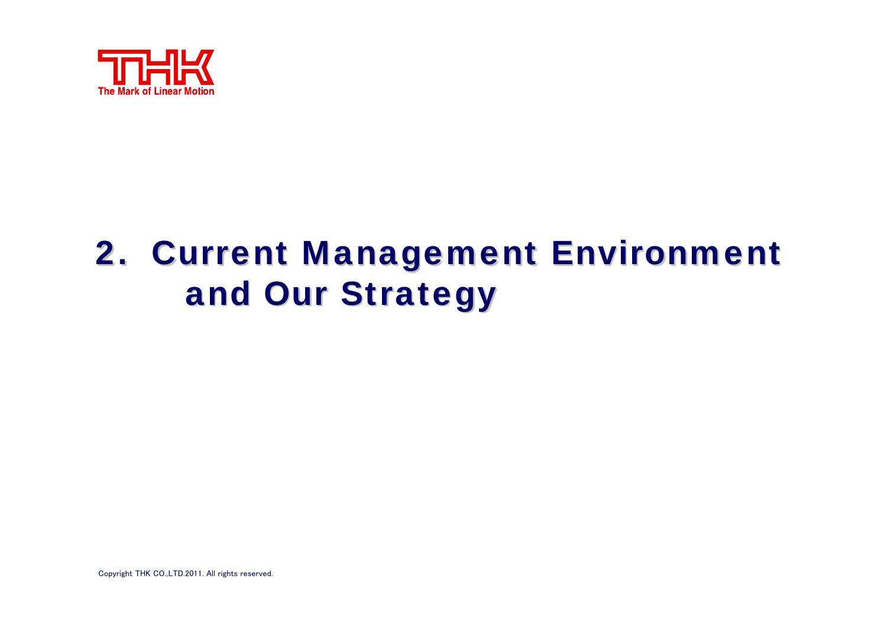# 2. Current Management Environment and Our Strategy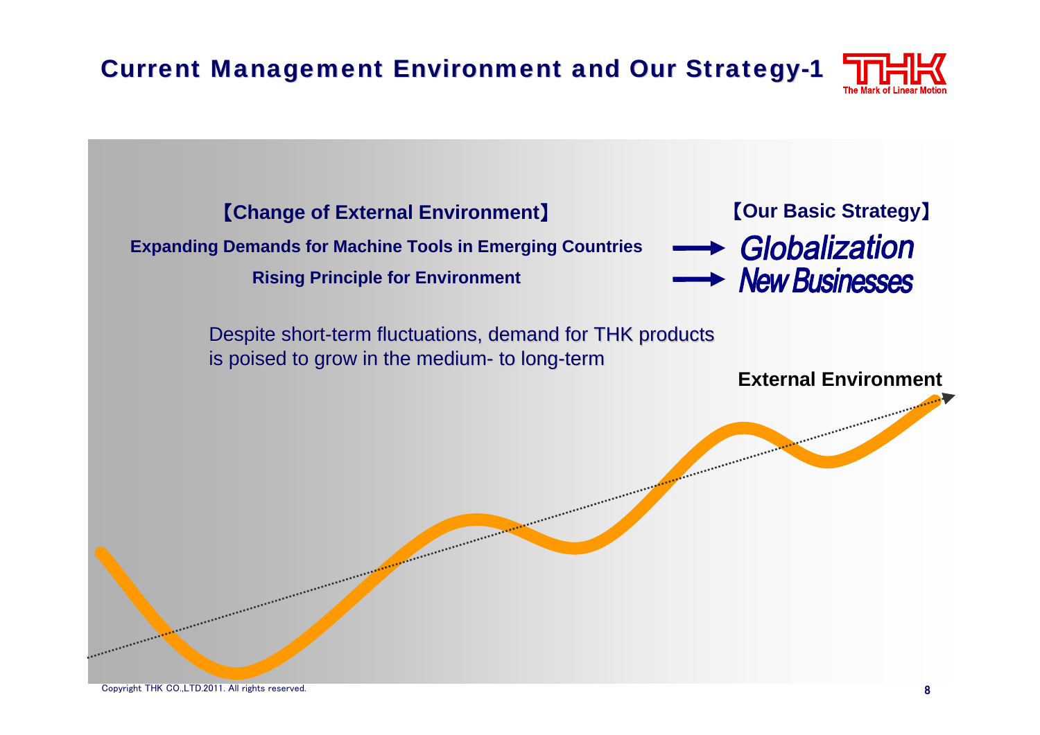# Current Management Environment and Our Strategy-1

**【Change of External Environment】**

**Expanding Demands for Machine Tools in Emerging Countries** → ***Globalization***

**Rising Principle for Environment** → ***New Businesses***

**【Our Basic Strategy】**

Despite short-term fluctuations, demand for THK products is poised to grow in the medium- to long-term

**External Environment**

Copyright THK CO.,LTD.2011. All rights reserved.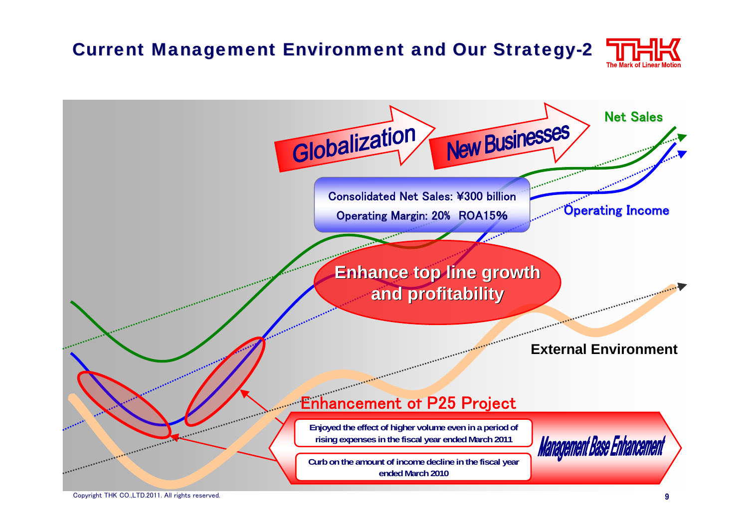# Current Management Environment and Our Strategy-2

Globalization

New Businesses

Net Sales

Consolidated Net Sales: ¥300 billion

Operating Margin: 20%  ROA15%

Operating Income

**Enhance top line growth and profitability**

**External Environment**

Enhancement of P25 Project

**Enjoyed the effect of higher volume even in a period of rising expenses in the fiscal year ended March 2011**

**Curb on the amount of income decline in the fiscal year ended March 2010**

*Management Base Enhancement*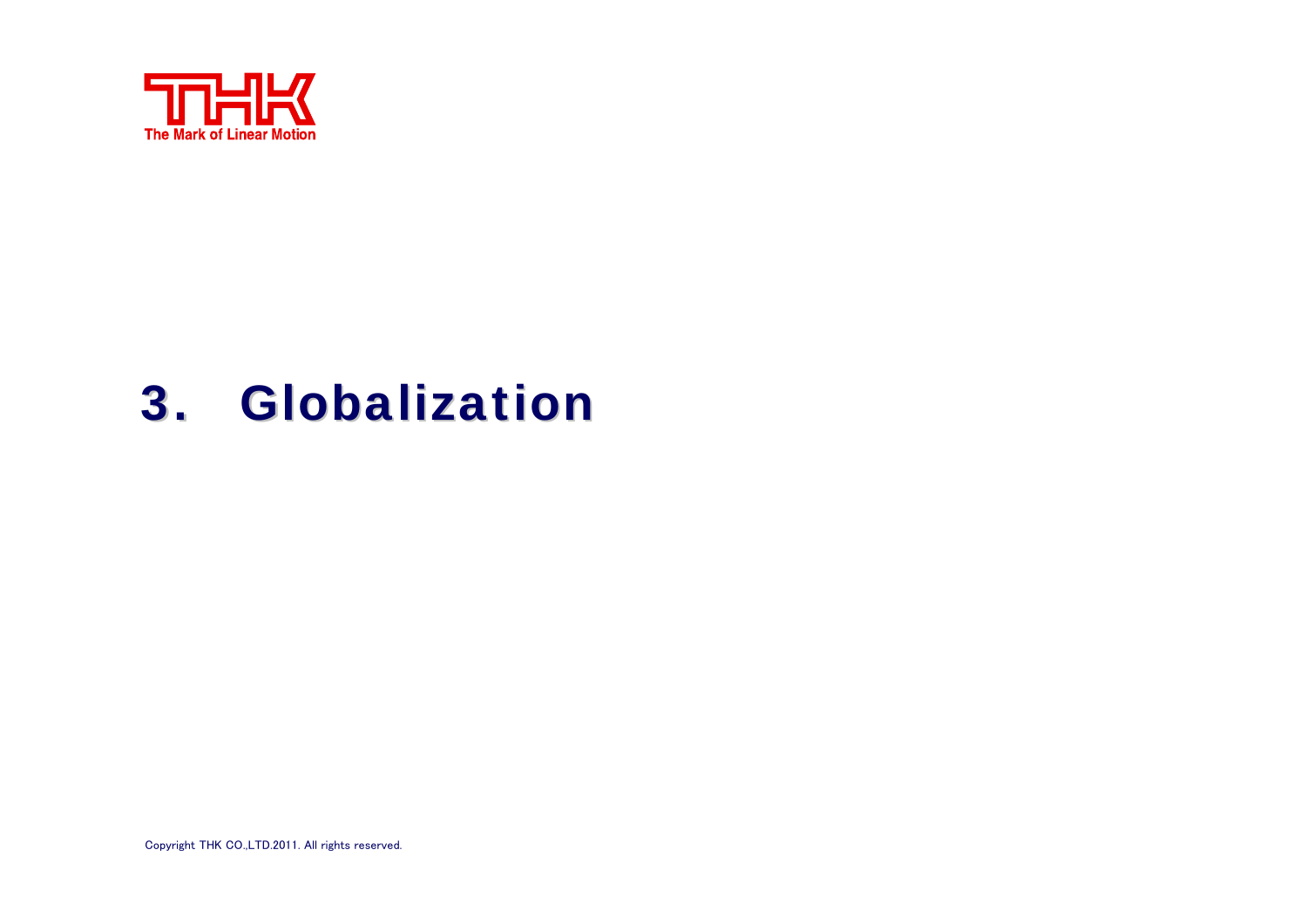# 3. Globalization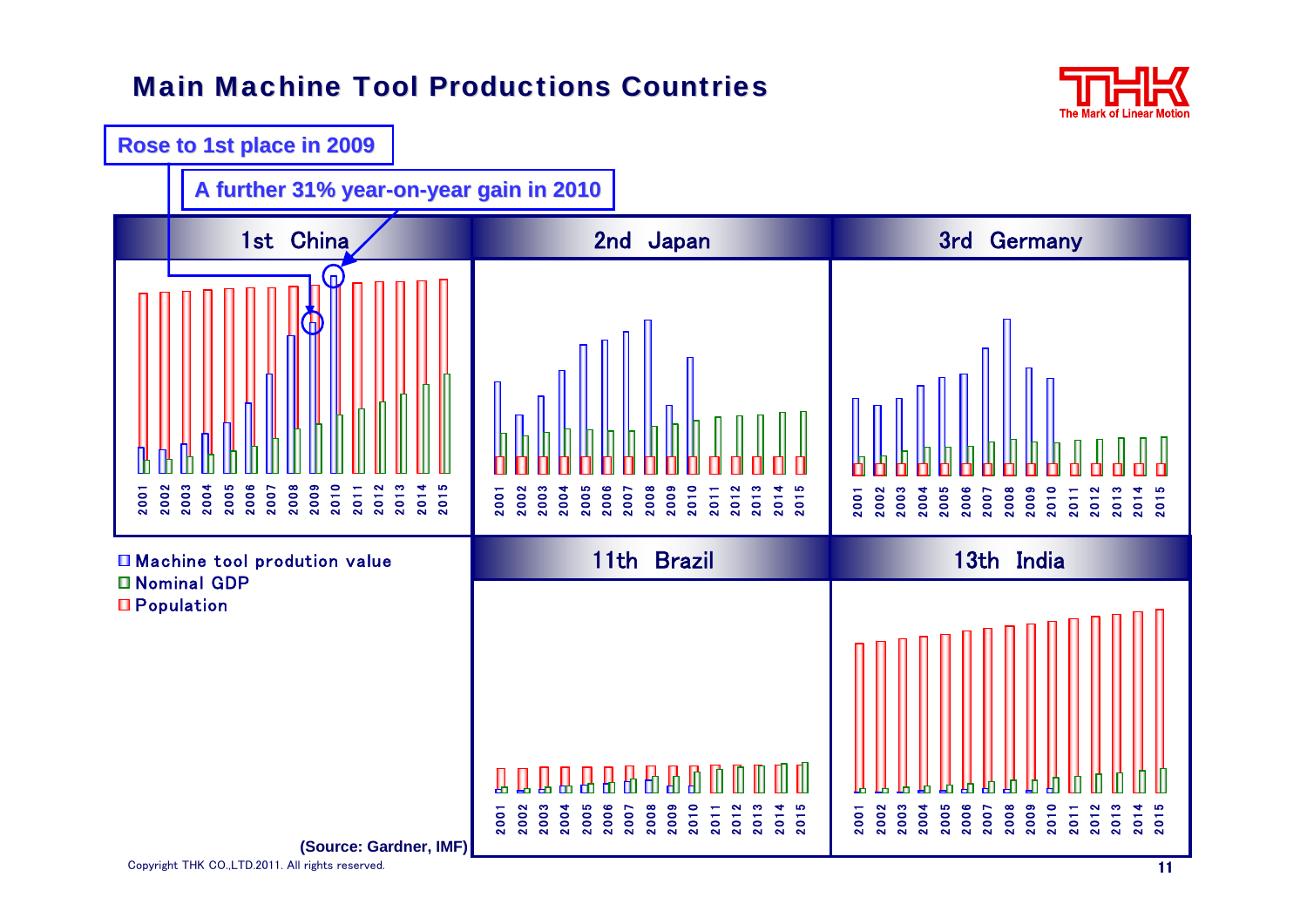# Main Machine Tool Productions Countries

**Rose to 1st place in 2009**

**A further 31% year-on-year gain in 2010**

1st China

2nd Japan

3rd Germany

11th Brazil

13th India

2001 2002 2003 2004 2005 2006 2007 2008 2009 2010 2011 2012 2013 2014 2015

- Machine tool prodution value
- Nominal GDP
- Population

**(Source: Gardner, IMF)**

Copyright THK CO.,LTD.2011. All rights reserved.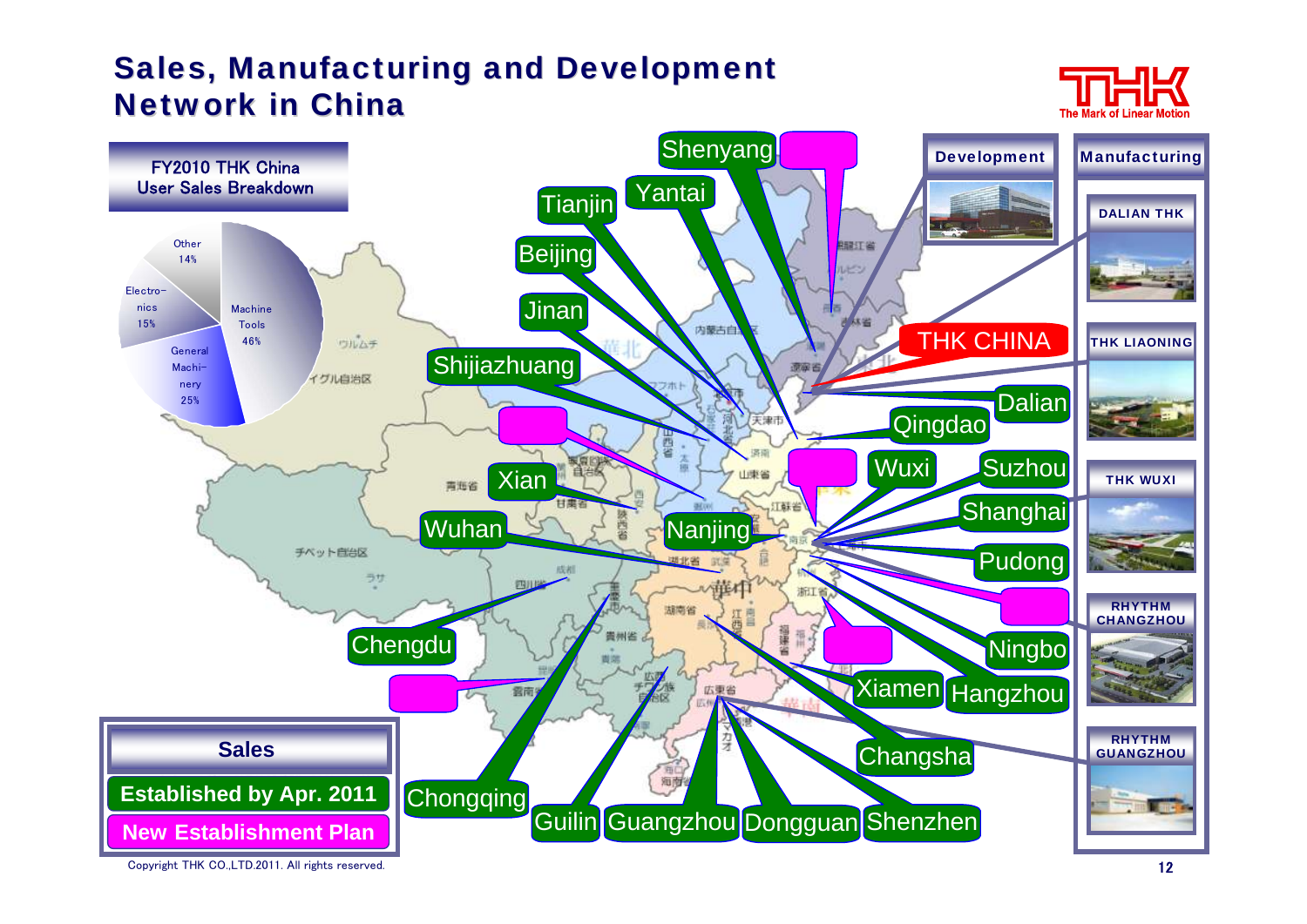# Sales, Manufacturing and Development Network in China

**FY2010 THK China User Sales Breakdown**

| Segment | Share |
|---|---|
| Machine Tools | 46% |
| General Machinery | 25% |
| Electronics | 15% |
| Other | 14% |

**Sales**

- Established by Apr. 2011
- New Establishment Plan

Sales locations: Shenyang, Tianjin, Yantai, Beijing, Jinan, Shijiazhuang, Xian, Wuhan, Nanjing, Chengdu, Chongqing, Guilin, Guangzhou, Dongguan, Shenzhen, Changsha, Xiamen, Hangzhou, Ningbo, Pudong, Shanghai, Suzhou, Wuxi, Qingdao, Dalian

THK CHINA

**Development**

**Manufacturing**

- DALIAN THK
- THK LIAONING
- THK WUXI
- RHYTHM CHANGZHOU
- RHYTHM GUANGZHOU

Copyright THK CO.,LTD.2011. All rights reserved.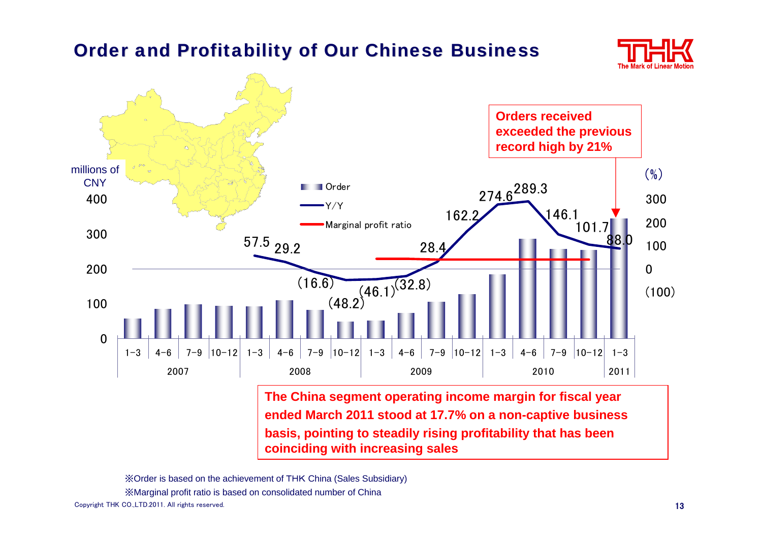# Order and Profitability of Our Chinese Business

millions of CNY

(%)

- Order
- Y/Y
- Marginal profit ratio

| | 2007 | | | | 2008 | | | | 2009 | | | | 2010 | | | | 2011 |
|---|---|---|---|---|---|---|---|---|---|---|---|---|---|---|---|---|---|
| Quarter | 1-3 | 4-6 | 7-9 | 10-12 | 1-3 | 4-6 | 7-9 | 10-12 | 1-3 | 4-6 | 7-9 | 10-12 | 1-3 | 4-6 | 7-9 | 10-12 | 1-3 |
| Y/Y (%) | | | | | 57.5 | 29.2 | (16.6) | (48.2) | (46.1) | (32.8) | 28.4 | 162.2 | 274.6 | 289.3 | 146.1 | 101.7 | 88.0 |

**Orders received exceeded the previous record high by 21%**

**The China segment operating income margin for fiscal year ended March 2011 stood at 17.7% on a non-captive business basis, pointing to steadily rising profitability that has been coinciding with increasing sales**

※Order is based on the achievement of THK China (Sales Subsidiary)

※Marginal profit ratio is based on consolidated number of China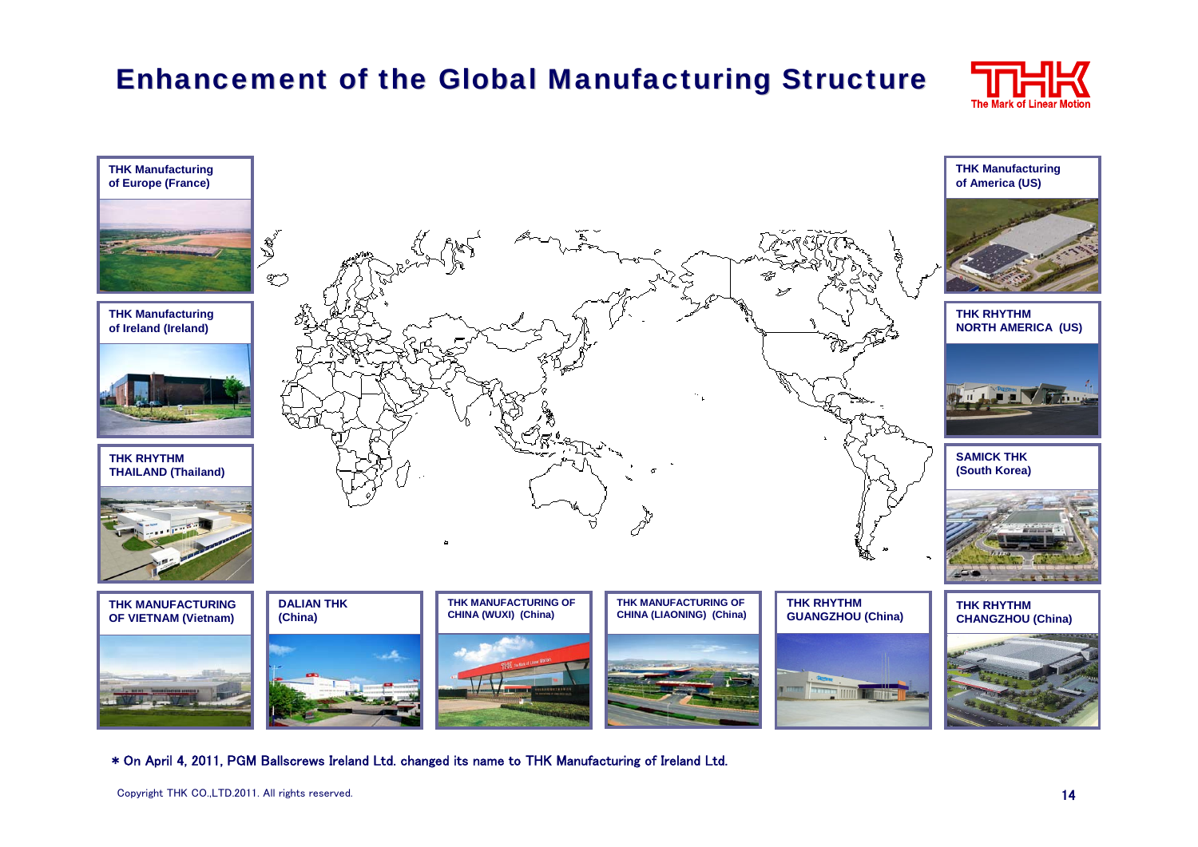# Enhancement of the Global Manufacturing Structure

THK Manufacturing of Europe (France)

THK Manufacturing of Ireland (Ireland)

THK RHYTHM THAILAND (Thailand)

THK MANUFACTURING OF VIETNAM (Vietnam)

DALIAN THK (China)

THK MANUFACTURING OF CHINA (WUXI) (China)

THK MANUFACTURING OF CHINA (LIAONING) (China)

THK RHYTHM GUANGZHOU (China)

THK RHYTHM CHANGZHOU (China)

SAMICK THK (South Korea)

THK RHYTHM NORTH AMERICA (US)

THK Manufacturing of America (US)

* On April 4, 2011, PGM Ballscrews Ireland Ltd. changed its name to THK Manufacturing of Ireland Ltd.

Copyright THK CO.,LTD.2011. All rights reserved.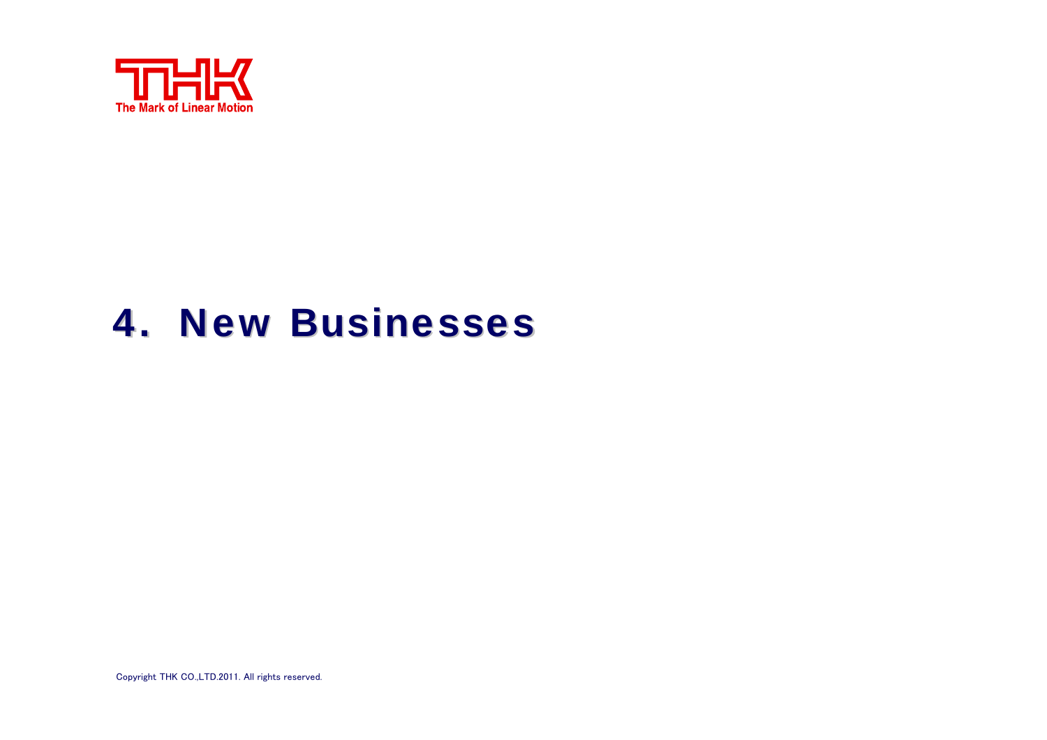# 4. New Businesses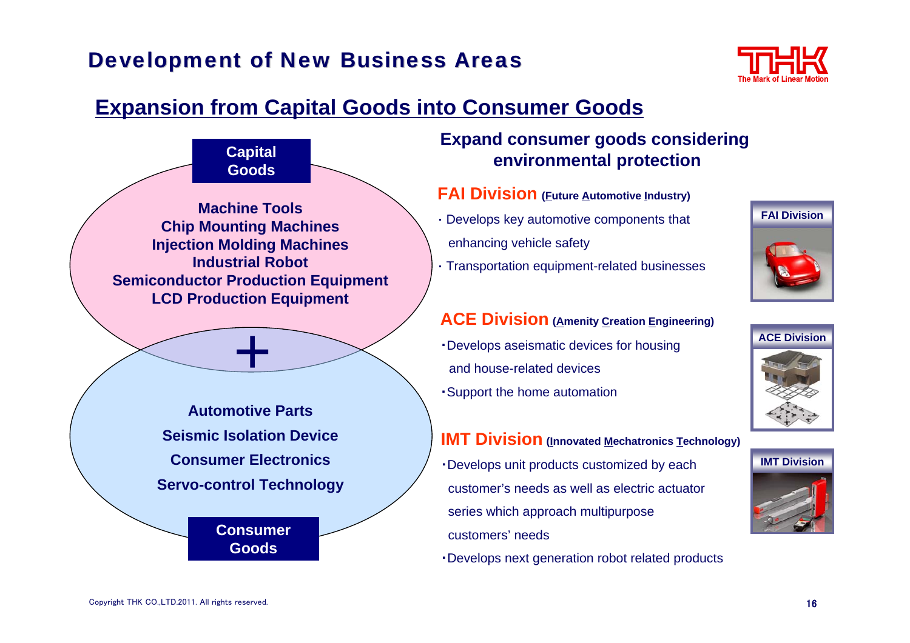# Development of New Business Areas

## Expansion from Capital Goods into Consumer Goods

**Capital Goods**

**Machine Tools**
**Chip Mounting Machines**
**Injection Molding Machines**
**Industrial Robot**
**Semiconductor Production Equipment**
**LCD Production Equipment**

**+**

**Automotive Parts**
**Seismic Isolation Device**
**Consumer Electronics**
**Servo-control Technology**

**Consumer Goods**

### Expand consumer goods considering environmental protection

**FAI Division** (Future Automotive Industry)

- Develops key automotive components that enhancing vehicle safety
- Transportation equipment-related businesses

**ACE Division** (Amenity Creation Engineering)

- Develops aseismatic devices for housing and house-related devices
- Support the home automation

**IMT Division** (Innovated Mechatronics Technology)

- Develops unit products customized by each customer's needs as well as electric actuator series which approach multipurpose customers' needs
- Develops next generation robot related products

FAI Division

ACE Division

IMT Division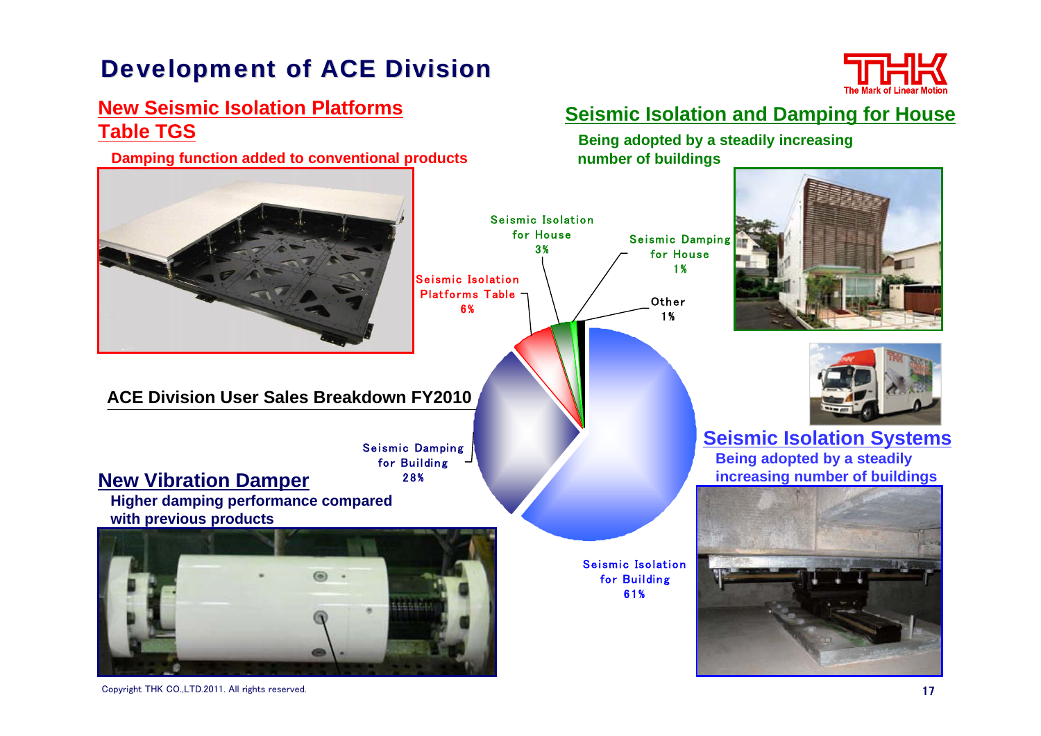# Development of ACE Division

## New Seismic Isolation Platforms Table TGS

**Damping function added to conventional products**

## Seismic Isolation and Damping for House

**Being adopted by a steadily increasing number of buildings**

**ACE Division User Sales Breakdown FY2010**

| Segment | Share |
| --- | --- |
| Seismic Isolation for Building | 61% |
| Seismic Damping for Building | 28% |
| Seismic Isolation Platforms Table | 6% |
| Seismic Isolation for House | 3% |
| Seismic Damping for House | 1% |
| Other | 1% |

## Seismic Isolation Systems

**Being adopted by a steadily increasing number of buildings**

## New Vibration Damper

**Higher damping performance compared with previous products**

Copyright THK CO.,LTD.2011. All rights reserved.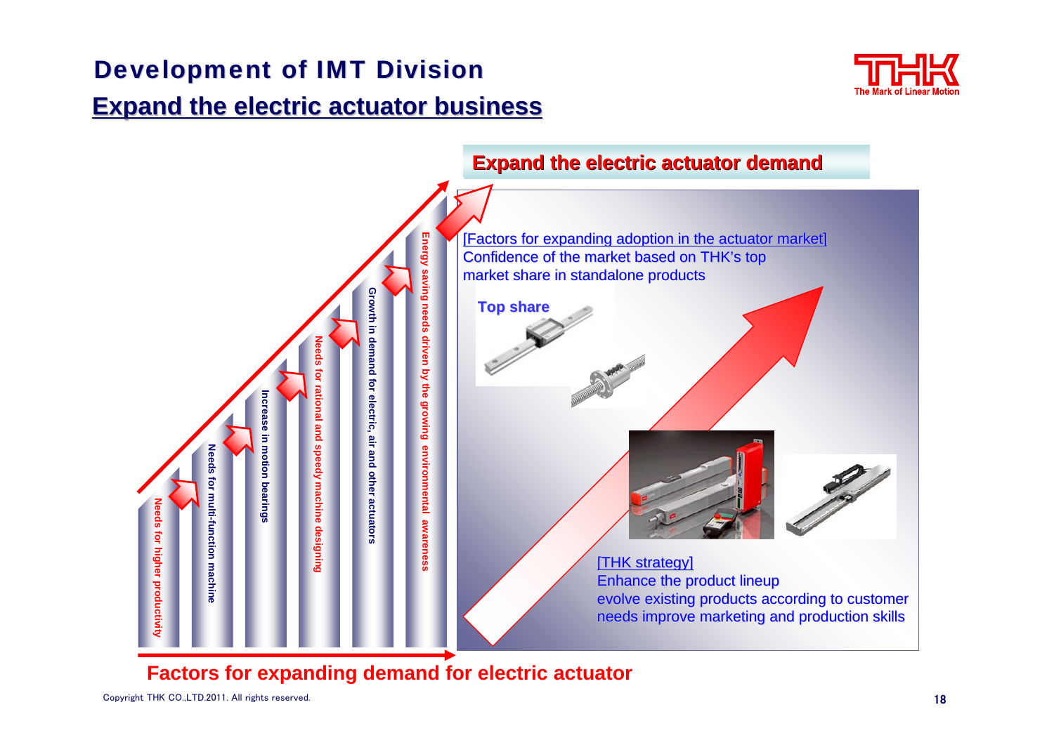# Development of IMT Division

## Expand the electric actuator business

- Needs for higher productivity
- Needs for multi-function machine
- Increase in motion bearings
- Needs for rational and speedy machine designing
- Growth in demand for electric, air and other actuators
- Energy saving needs driven by the growing environmental awareness

**Factors for expanding demand for electric actuator**

### Expand the electric actuator demand

[Factors for expanding adoption in the actuator market]
Confidence of the market based on THK's top market share in standalone products

**Top share**

[THK strategy]
Enhance the product lineup
evolve existing products according to customer needs improve marketing and production skills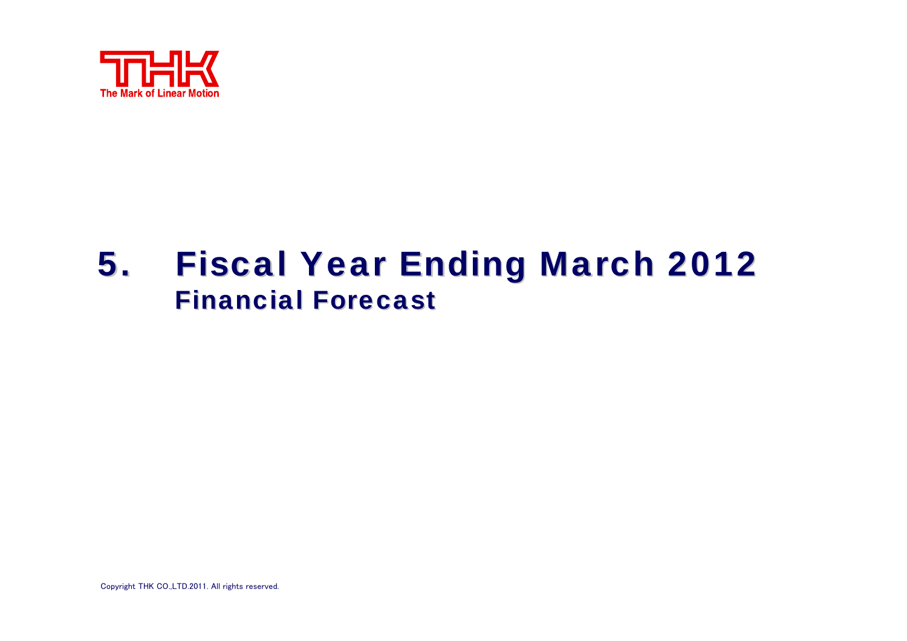# 5. Fiscal Year Ending March 2012
## Financial Forecast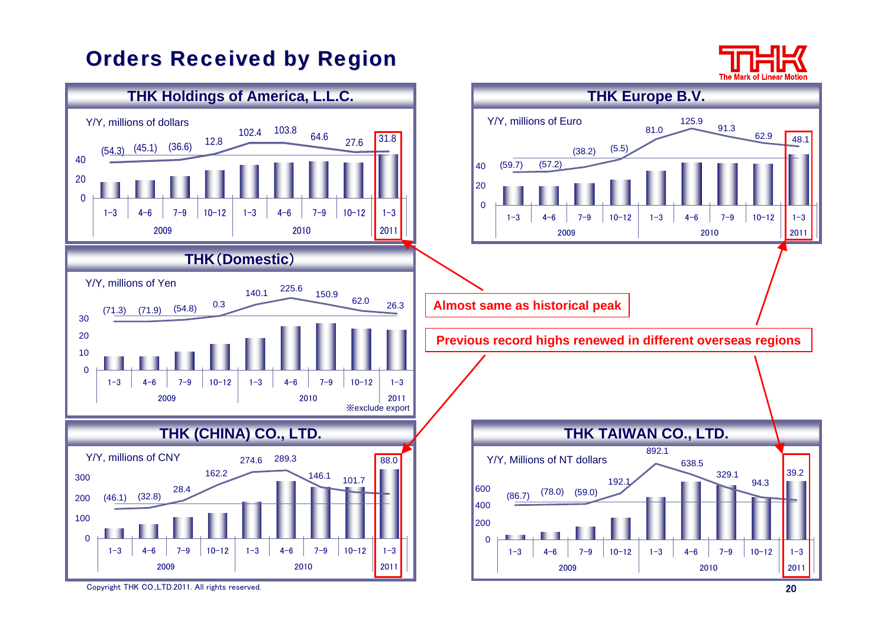# Orders Received by Region

## THK Holdings of America, L.L.C.

Y/Y, millions of dollars

| | 2009 1–3 | 2009 4–6 | 2009 7–9 | 2009 10–12 | 2010 1–3 | 2010 4–6 | 2010 7–9 | 2010 10–12 | 2011 1–3 |
|---|---|---|---|---|---|---|---|---|---|
| Y/Y (%) | (54.3) | (45.1) | (36.6) | 12.8 | 102.4 | 103.8 | 64.6 | 27.6 | 31.8 |

## THK Europe B.V.

Y/Y, millions of Euro

| | 2009 1–3 | 2009 4–6 | 2009 7–9 | 2009 10–12 | 2010 1–3 | 2010 4–6 | 2010 7–9 | 2010 10–12 | 2011 1–3 |
|---|---|---|---|---|---|---|---|---|---|
| Y/Y (%) | (59.7) | (57.2) | (38.2) | (5.5) | 81.0 | 125.9 | 91.3 | 62.9 | 48.1 |

## THK（Domestic）

Y/Y, millions of Yen

| | 2009 1–3 | 2009 4–6 | 2009 7–9 | 2009 10–12 | 2010 1–3 | 2010 4–6 | 2010 7–9 | 2010 10–12 | 2011 1–3 |
|---|---|---|---|---|---|---|---|---|---|
| Y/Y (%) | (71.3) | (71.9) | (54.8) | 0.3 | 140.1 | 225.6 | 150.9 | 62.0 | 26.3 |

※exclude export

## THK (CHINA) CO., LTD.

Y/Y, millions of CNY

| | 2009 1–3 | 2009 4–6 | 2009 7–9 | 2009 10–12 | 2010 1–3 | 2010 4–6 | 2010 7–9 | 2010 10–12 | 2011 1–3 |
|---|---|---|---|---|---|---|---|---|---|
| Y/Y (%) | (46.1) | (32.8) | 28.4 | 162.2 | 274.6 | 289.3 | 146.1 | 101.7 | 88.0 |

## THK TAIWAN CO., LTD.

Y/Y, Millions of NT dollars

| | 2009 1–3 | 2009 4–6 | 2009 7–9 | 2009 10–12 | 2010 1–3 | 2010 4–6 | 2010 7–9 | 2010 10–12 | 2011 1–3 |
|---|---|---|---|---|---|---|---|---|---|
| Y/Y (%) | (86.7) | (78.0) | (59.0) | 192.1 | 892.1 | 638.5 | 329.1 | 94.3 | 39.2 |

**Almost same as historical peak**

**Previous record highs renewed in different overseas regions**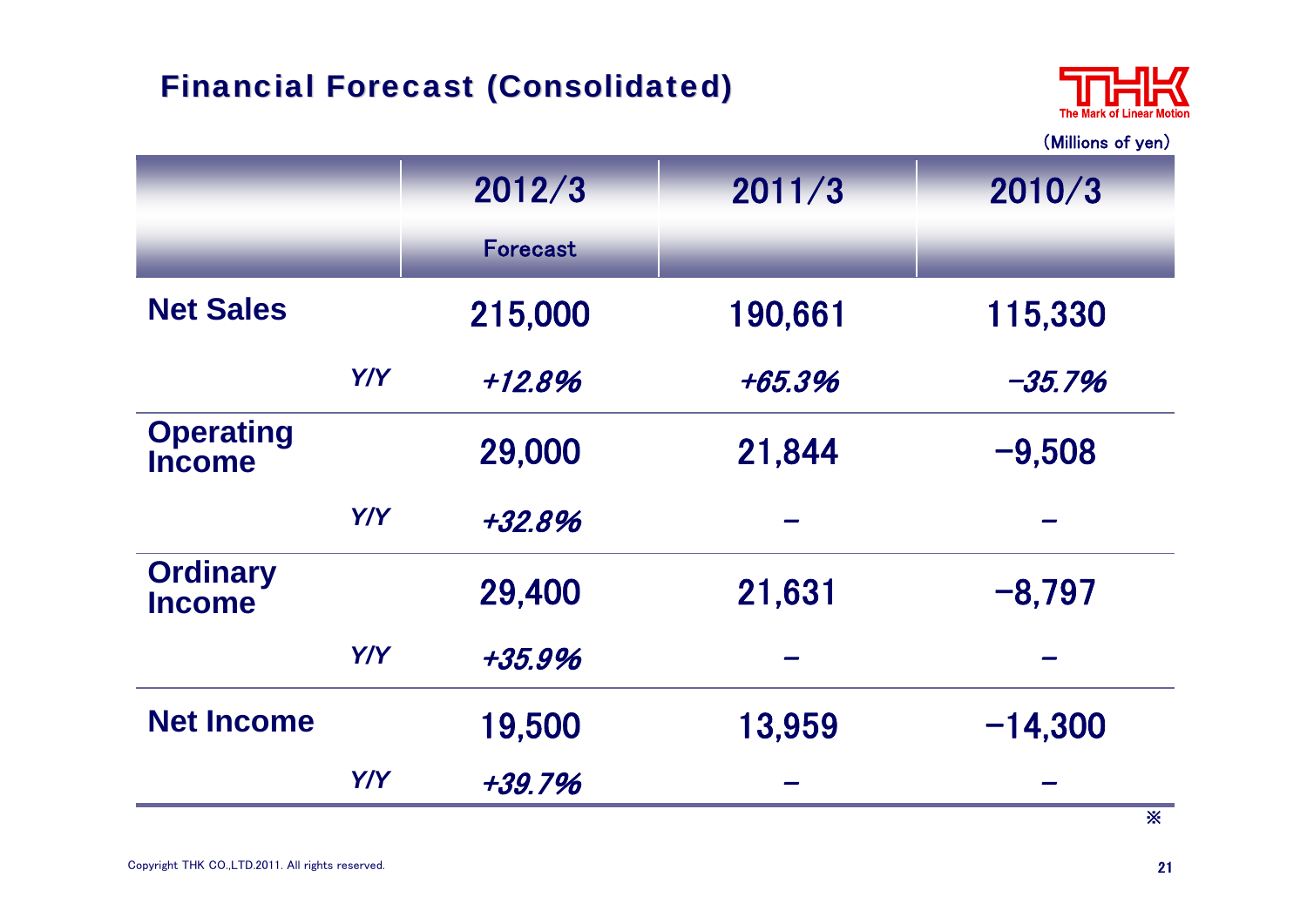## Financial Forecast (Consolidated)

(Millions of yen)

| | | 2012/3 Forecast | 2011/3 | 2010/3 |
|---|---|---|---|---|
| **Net Sales** | | 215,000 | 190,661 | 115,330 |
| | *Y/Y* | *+12.8%* | *+65.3%* | *−35.7%* |
| **Operating Income** | | 29,000 | 21,844 | −9,508 |
| | *Y/Y* | *+32.8%* | − | − |
| **Ordinary Income** | | 29,400 | 21,631 | −8,797 |
| | *Y/Y* | *+35.9%* | − | − |
| **Net Income** | | 19,500 | 13,959 | −14,300 |
| | *Y/Y* | *+39.7%* | − | − |

※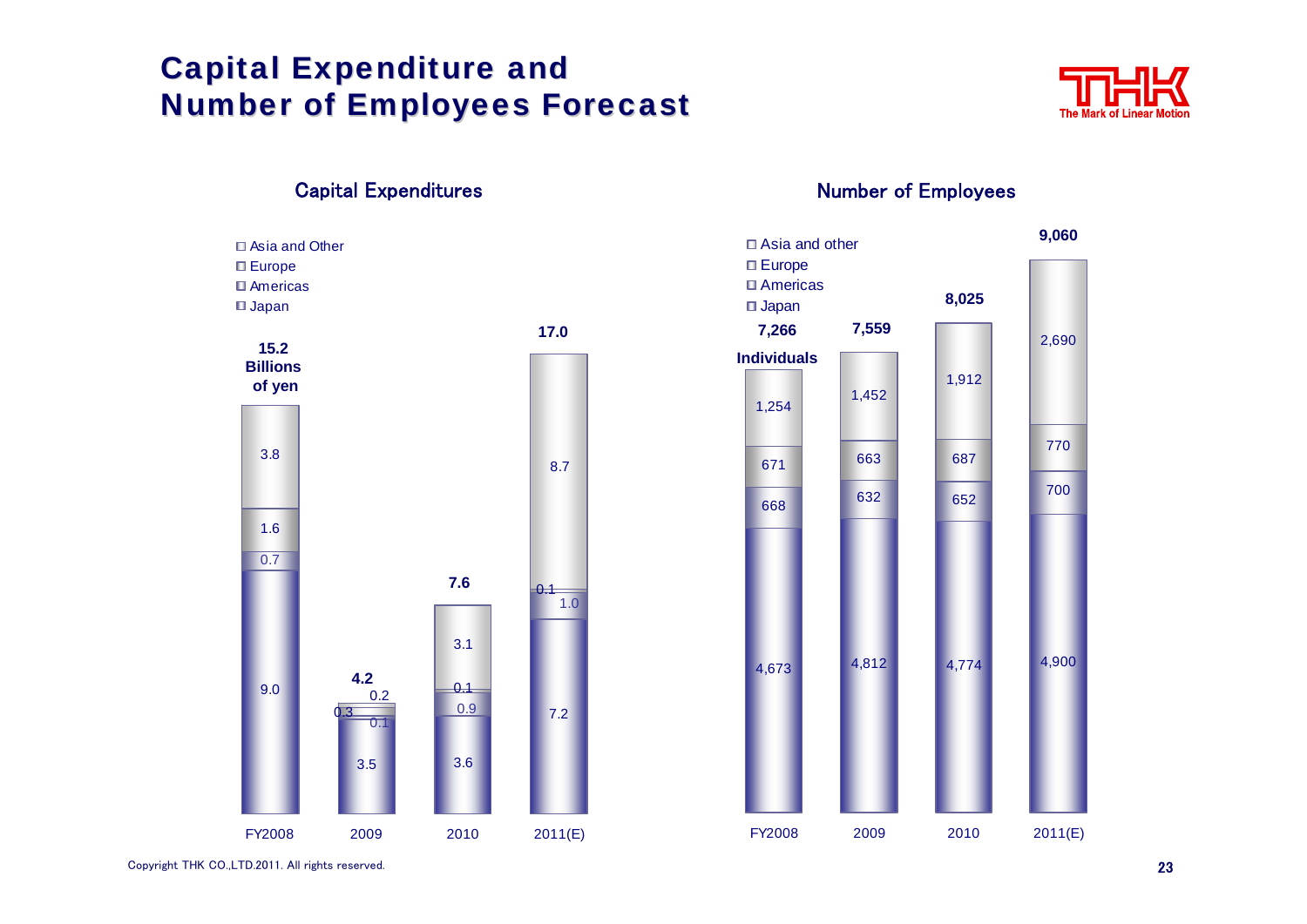# Capital Expenditure and Number of Employees Forecast

## Capital Expenditures

(Billions of yen)

| | FY2008 | 2009 | 2010 | 2011(E) |
|---|---|---|---|---|
| Asia and Other | 3.8 | 0.2 | 3.1 | 8.7 |
| Europe | 1.6 | 0.3 | 0.1 | 0.1 |
| Americas | 0.7 | 0.1 | 0.9 | 1.0 |
| Japan | 9.0 | 3.5 | 3.6 | 7.2 |
| Total | 15.2 | 4.2 | 7.6 | 17.0 |

## Number of Employees

(Individuals)

| | FY2008 | 2009 | 2010 | 2011(E) |
|---|---|---|---|---|
| Asia and other | 1,254 | 1,452 | 1,912 | 2,690 |
| Europe | 671 | 663 | 687 | 770 |
| Americas | 668 | 632 | 652 | 700 |
| Japan | 4,673 | 4,812 | 4,774 | 4,900 |
| Total | 7,266 | 7,559 | 8,025 | 9,060 |

Copyright THK CO.,LTD.2011. All rights reserved.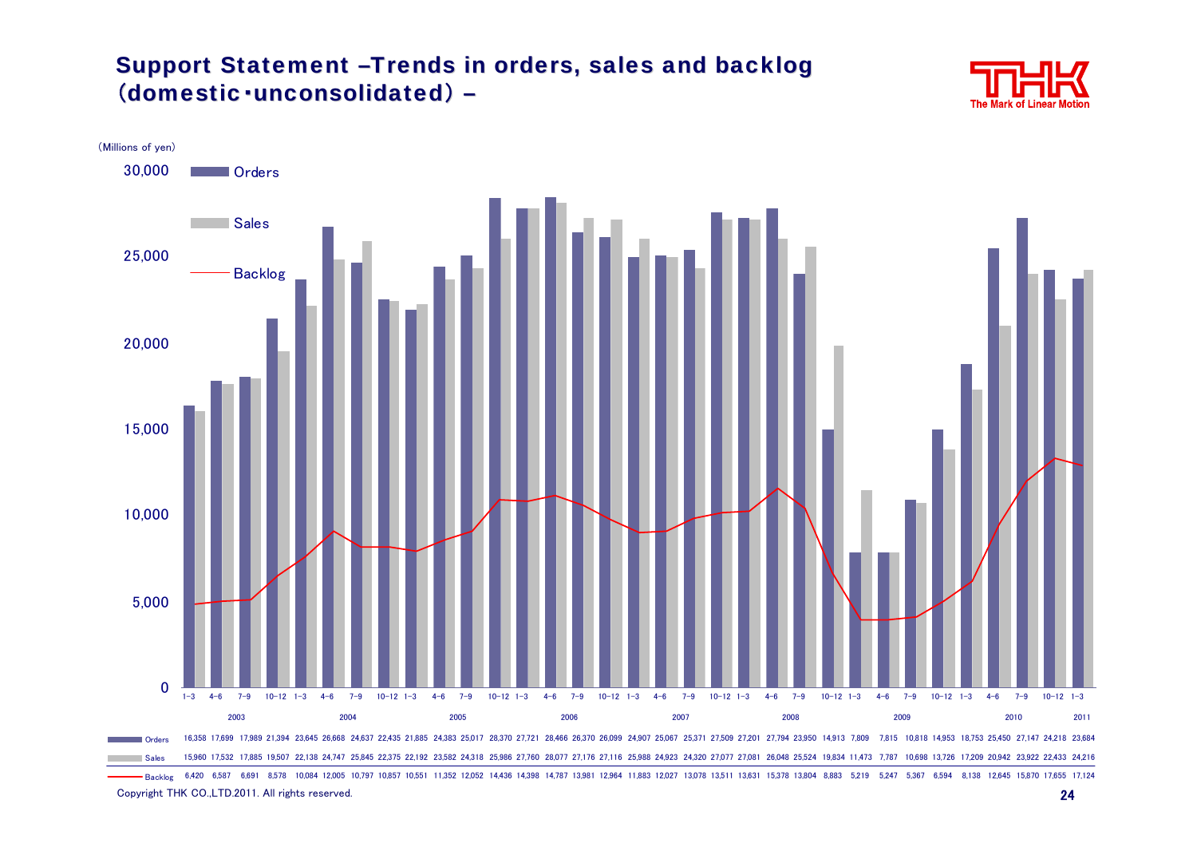# Support Statement –Trends in orders, sales and backlog (domestic･unconsolidated) –

(Millions of yen)

| Year | Quarter | Orders | Sales | Backlog |
|---|---|---|---|---|
| 2003 | 1-3 | 16,358 | 15,960 | 6,420 |
| | 4-6 | 17,699 | 17,532 | 6,587 |
| | 7-9 | 17,989 | 17,885 | 6,691 |
| | 10-12 | 21,394 | 19,507 | 8,578 |
| 2004 | 1-3 | 23,645 | 22,138 | 10,084 |
| | 4-6 | 26,668 | 24,747 | 12,005 |
| | 7-9 | 24,637 | 25,845 | 10,797 |
| | 10-12 | 22,435 | 22,375 | 10,857 |
| 2005 | 1-3 | 21,885 | 22,192 | 10,551 |
| | 4-6 | 24,383 | 23,582 | 11,352 |
| | 7-9 | 25,017 | 24,318 | 12,052 |
| | 10-12 | 28,370 | 25,986 | 14,436 |
| 2006 | 1-3 | 27,721 | 27,760 | 14,398 |
| | 4-6 | 28,466 | 28,077 | 14,787 |
| | 7-9 | 26,370 | 27,176 | 13,981 |
| | 10-12 | 26,099 | 27,116 | 12,964 |
| 2007 | 1-3 | 24,907 | 25,988 | 11,883 |
| | 4-6 | 25,067 | 24,923 | 12,027 |
| | 7-9 | 25,371 | 24,320 | 13,078 |
| | 10-12 | 27,509 | 27,077 | 13,511 |
| 2008 | 1-3 | 27,201 | 27,081 | 13,631 |
| | 4-6 | 27,794 | 26,048 | 15,378 |
| | 7-9 | 23,950 | 25,524 | 13,804 |
| | 10-12 | 14,913 | 19,834 | 8,883 |
| 2009 | 1-3 | 7,809 | 11,473 | 5,219 |
| | 4-6 | 7,815 | 7,787 | 5,247 |
| | 7-9 | 10,818 | 10,698 | 5,367 |
| | 10-12 | 14,953 | 13,726 | 6,594 |
| 2010 | 1-3 | 18,753 | 17,209 | 8,138 |
| | 4-6 | 25,450 | 20,942 | 12,645 |
| | 7-9 | 27,147 | 23,922 | 15,870 |
| | 10-12 | 24,218 | 22,433 | 17,655 |
| 2011 | 1-3 | 23,684 | 24,216 | 17,124 |

Copyright THK CO.,LTD.2011. All rights reserved.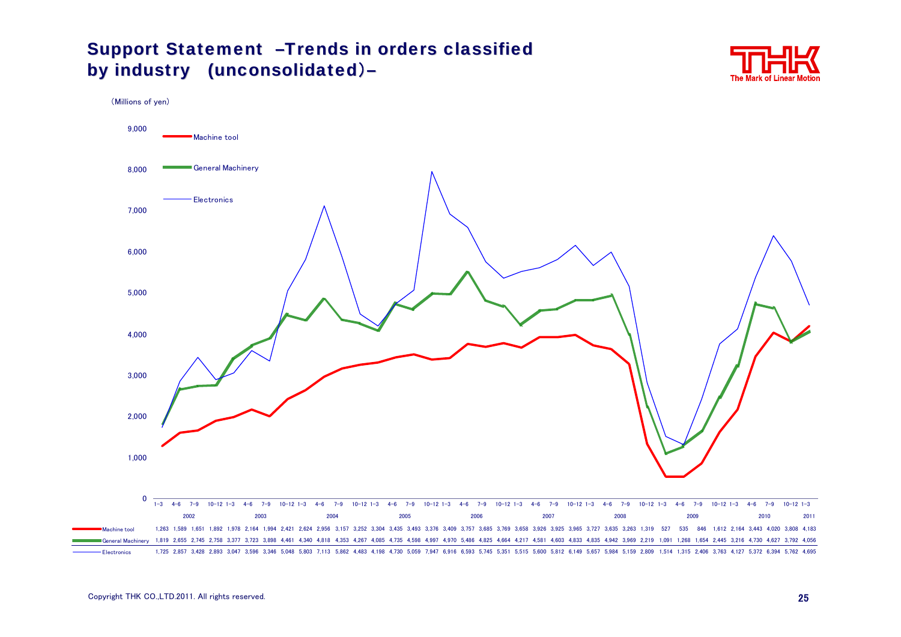# Support Statement –Trends in orders classified by industry (unconsolidated)–

(Millions of yen)

9,000
8,000
7,000
6,000
5,000
4,000
3,000
2,000
1,000
0

Machine tool
General Machinery
Electronics

1–3 4–6 7–9 10–12 1–3 4–6 7–9 10–12 1–3 4–6 7–9 10–12 1–3 4–6 7–9 10–12 1–3 4–6 7–9 10–12 1–3 4–6 7–9 10–12 1–3 4–6 7–9 10–12 1–3 4–6 7–9 10–12 1–3 4–6 7–9 10–12 1–3

2002 2003 2004 2005 2006 2007 2008 2009 2010 2011

Machine tool 1,263 1,589 1,651 1,892 1,978 2,164 1,994 2,421 2,624 2,956 3,157 3,252 3,304 3,435 3,493 3,376 3,409 3,757 3,685 3,769 3,658 3,926 3,925 3,965 3,727 3,635 3,263 1,319 527 535 846 1,612 2,164 3,443 4,020 3,808 4,183

General Machinery 1,819 2,655 2,745 2,758 3,377 3,723 3,898 4,461 4,340 4,818 4,353 4,267 4,085 4,735 4,598 4,997 4,970 5,486 4,825 4,664 4,217 4,581 4,603 4,833 4,835 4,942 3,969 2,219 1,091 1,268 1,654 2,445 3,216 4,730 4,627 3,792 4,056

Electronics 1,725 2,857 3,428 2,893 3,047 3,596 3,346 5,048 5,803 7,113 5,862 4,483 4,198 4,730 5,059 7,947 6,916 6,593 5,745 5,351 5,515 5,600 5,812 6,149 5,657 5,984 5,159 2,809 1,514 1,315 2,406 3,763 4,127 5,372 6,394 5,762 4,695